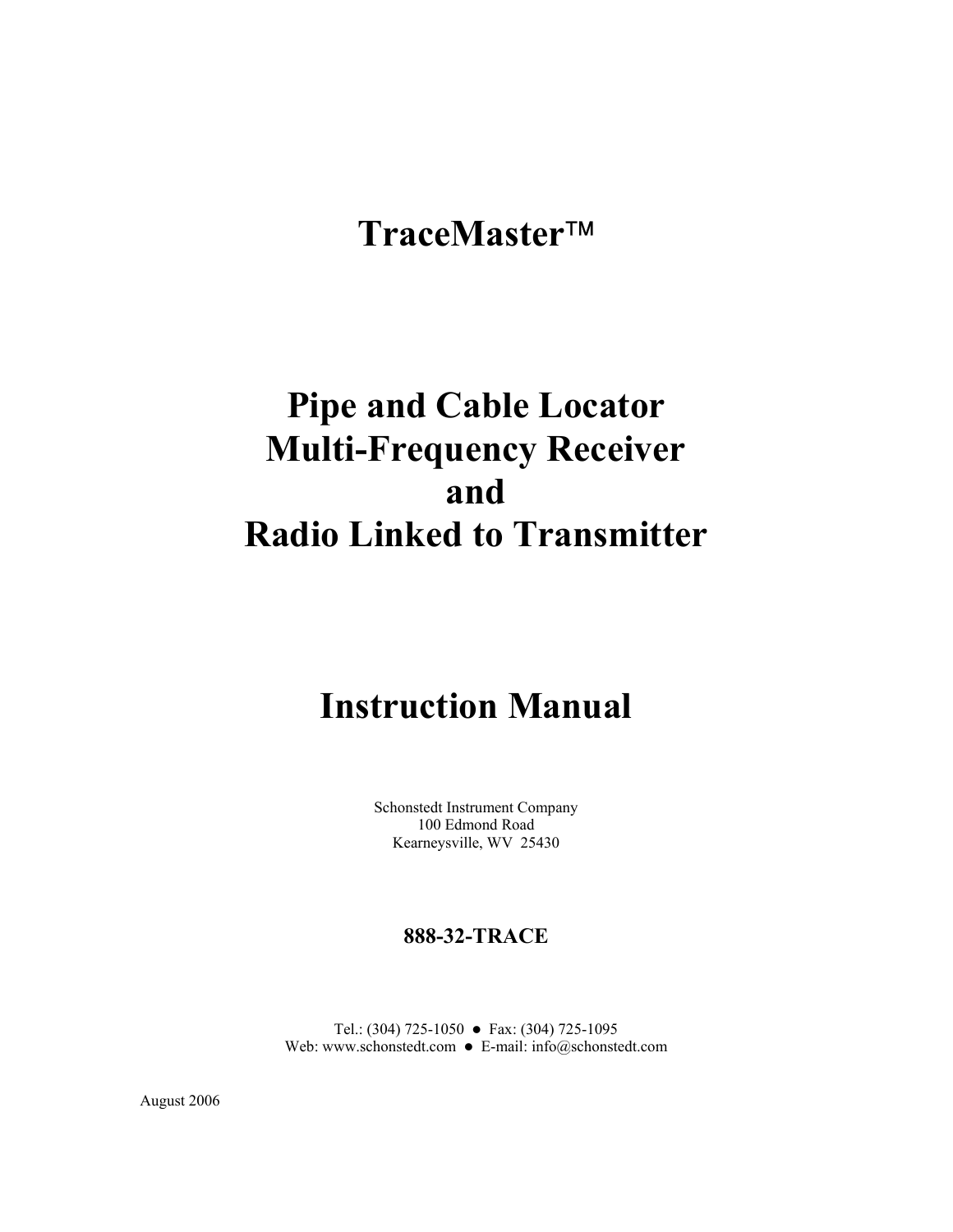# TraceMaster™

# Pipe and Cable Locator
# Multi-Frequency Receiver
# and
# Radio Linked to Transmitter

# Instruction Manual

Schonstedt Instrument Company
100 Edmond Road
Kearneysville, WV 25430

**888-32-TRACE**

Tel.: (304) 725-1050 ● Fax: (304) 725-1095
Web: www.schonstedt.com ● E-mail: info@schonstedt.com

August 2006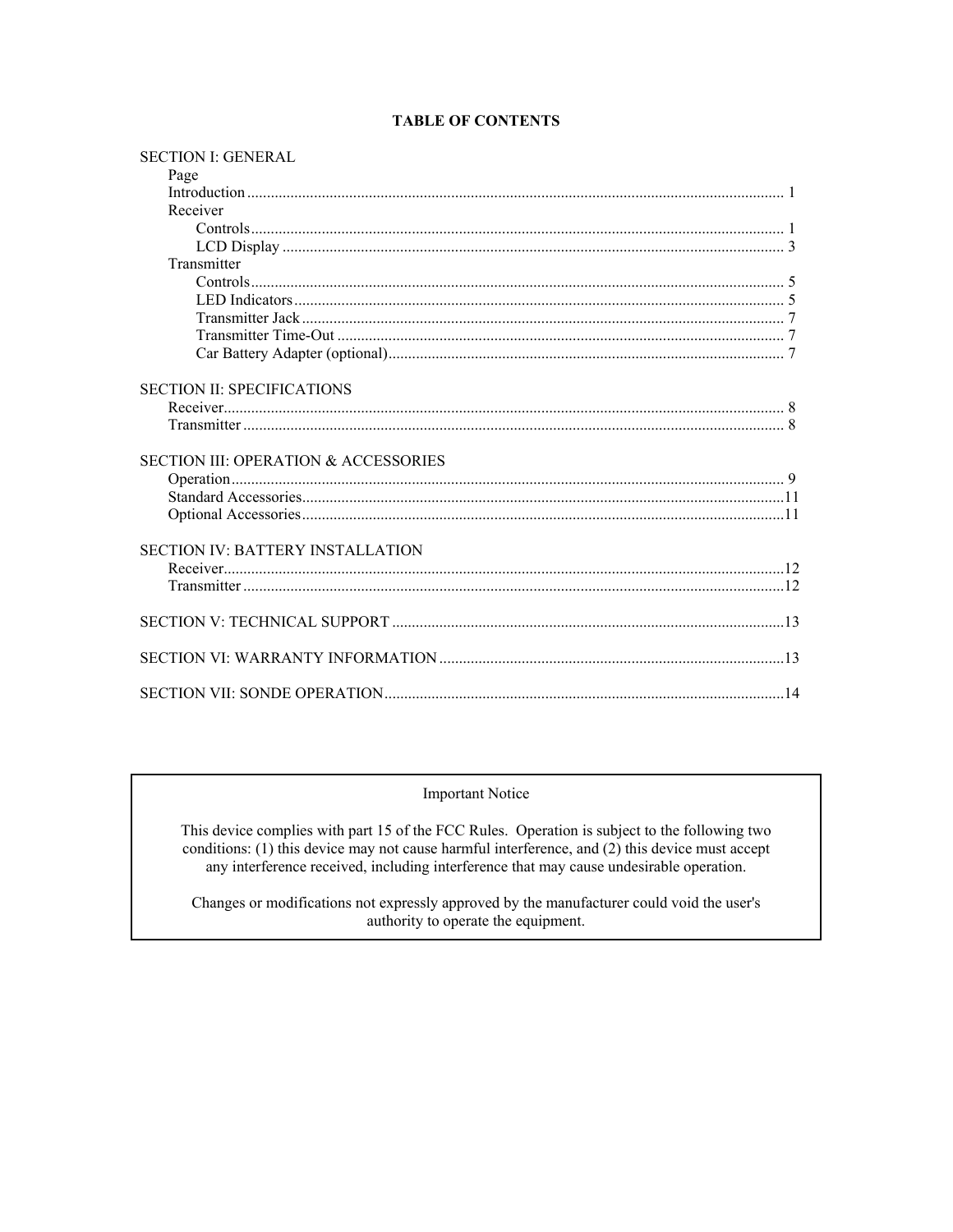# TABLE OF CONTENTS

SECTION I: GENERAL

Page

- Introduction ........ 1
- Receiver
  - Controls ........ 1
  - LCD Display ........ 3
- Transmitter
  - Controls ........ 5
  - LED Indicators ........ 5
  - Transmitter Jack ........ 7
  - Transmitter Time-Out ........ 7
  - Car Battery Adapter (optional) ........ 7

SECTION II: SPECIFICATIONS

- Receiver ........ 8
- Transmitter ........ 8

SECTION III: OPERATION & ACCESSORIES

- Operation ........ 9
- Standard Accessories ........ 11
- Optional Accessories ........ 11

SECTION IV: BATTERY INSTALLATION

- Receiver ........ 12
- Transmitter ........ 12

SECTION V: TECHNICAL SUPPORT ........ 13

SECTION VI: WARRANTY INFORMATION ........ 13

SECTION VII: SONDE OPERATION ........ 14

---

Important Notice

This device complies with part 15 of the FCC Rules. Operation is subject to the following two conditions: (1) this device may not cause harmful interference, and (2) this device must accept any interference received, including interference that may cause undesirable operation.

Changes or modifications not expressly approved by the manufacturer could void the user's authority to operate the equipment.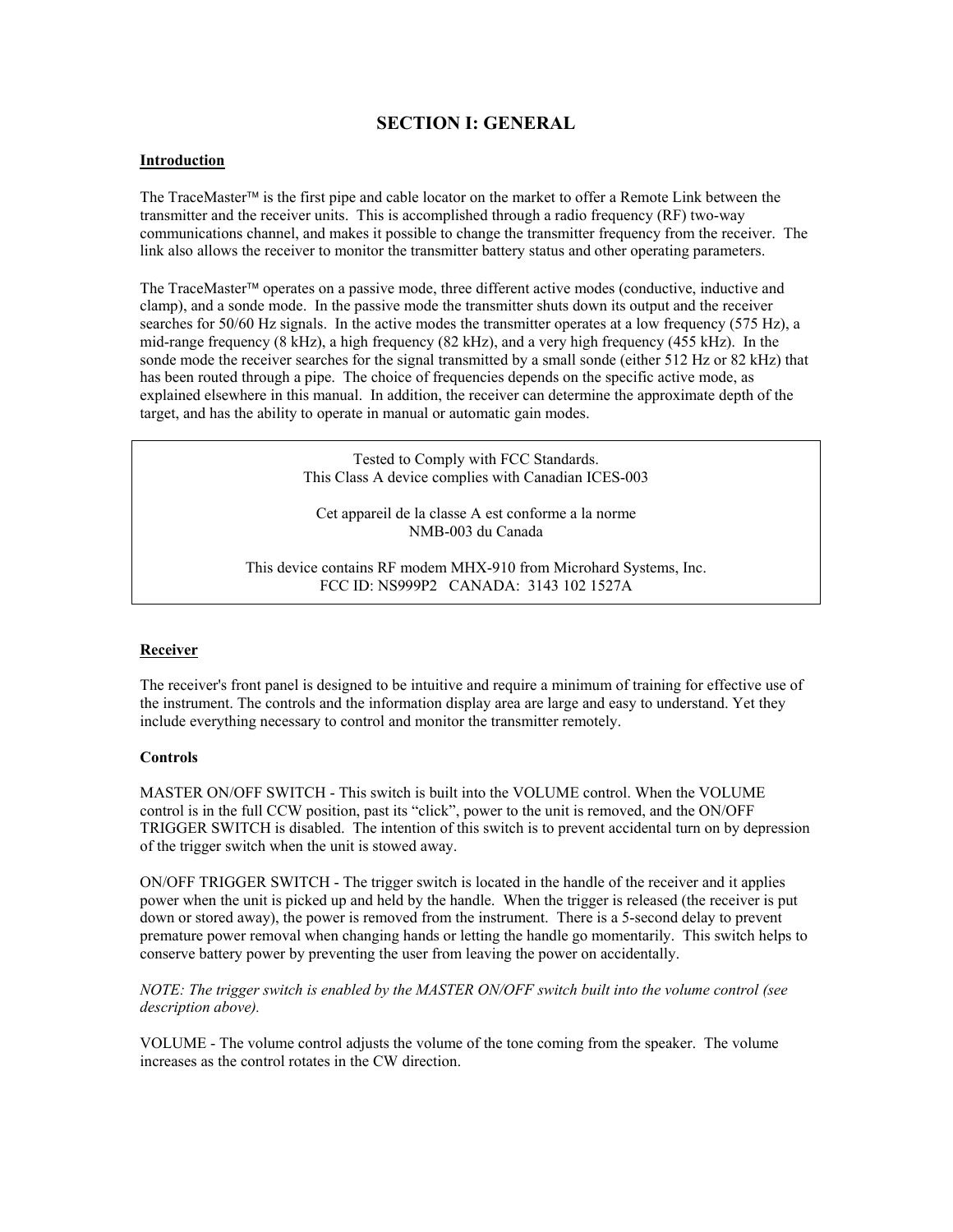# SECTION I: GENERAL

## Introduction

The TraceMaster™ is the first pipe and cable locator on the market to offer a Remote Link between the transmitter and the receiver units. This is accomplished through a radio frequency (RF) two-way communications channel, and makes it possible to change the transmitter frequency from the receiver. The link also allows the receiver to monitor the transmitter battery status and other operating parameters.

The TraceMaster™ operates on a passive mode, three different active modes (conductive, inductive and clamp), and a sonde mode. In the passive mode the transmitter shuts down its output and the receiver searches for 50/60 Hz signals. In the active modes the transmitter operates at a low frequency (575 Hz), a mid-range frequency (8 kHz), a high frequency (82 kHz), and a very high frequency (455 kHz). In the sonde mode the receiver searches for the signal transmitted by a small sonde (either 512 Hz or 82 kHz) that has been routed through a pipe. The choice of frequencies depends on the specific active mode, as explained elsewhere in this manual. In addition, the receiver can determine the approximate depth of the target, and has the ability to operate in manual or automatic gain modes.

> Tested to Comply with FCC Standards.
> This Class A device complies with Canadian ICES-003
>
> Cet appareil de la classe A est conforme a la norme
> NMB-003 du Canada
>
> This device contains RF modem MHX-910 from Microhard Systems, Inc.
> FCC ID: NS999P2 CANADA: 3143 102 1527A

## Receiver

The receiver's front panel is designed to be intuitive and require a minimum of training for effective use of the instrument. The controls and the information display area are large and easy to understand. Yet they include everything necessary to control and monitor the transmitter remotely.

### Controls

MASTER ON/OFF SWITCH - This switch is built into the VOLUME control. When the VOLUME control is in the full CCW position, past its "click", power to the unit is removed, and the ON/OFF TRIGGER SWITCH is disabled. The intention of this switch is to prevent accidental turn on by depression of the trigger switch when the unit is stowed away.

ON/OFF TRIGGER SWITCH - The trigger switch is located in the handle of the receiver and it applies power when the unit is picked up and held by the handle. When the trigger is released (the receiver is put down or stored away), the power is removed from the instrument. There is a 5-second delay to prevent premature power removal when changing hands or letting the handle go momentarily. This switch helps to conserve battery power by preventing the user from leaving the power on accidentally.

*NOTE: The trigger switch is enabled by the MASTER ON/OFF switch built into the volume control (see description above).*

VOLUME - The volume control adjusts the volume of the tone coming from the speaker. The volume increases as the control rotates in the CW direction.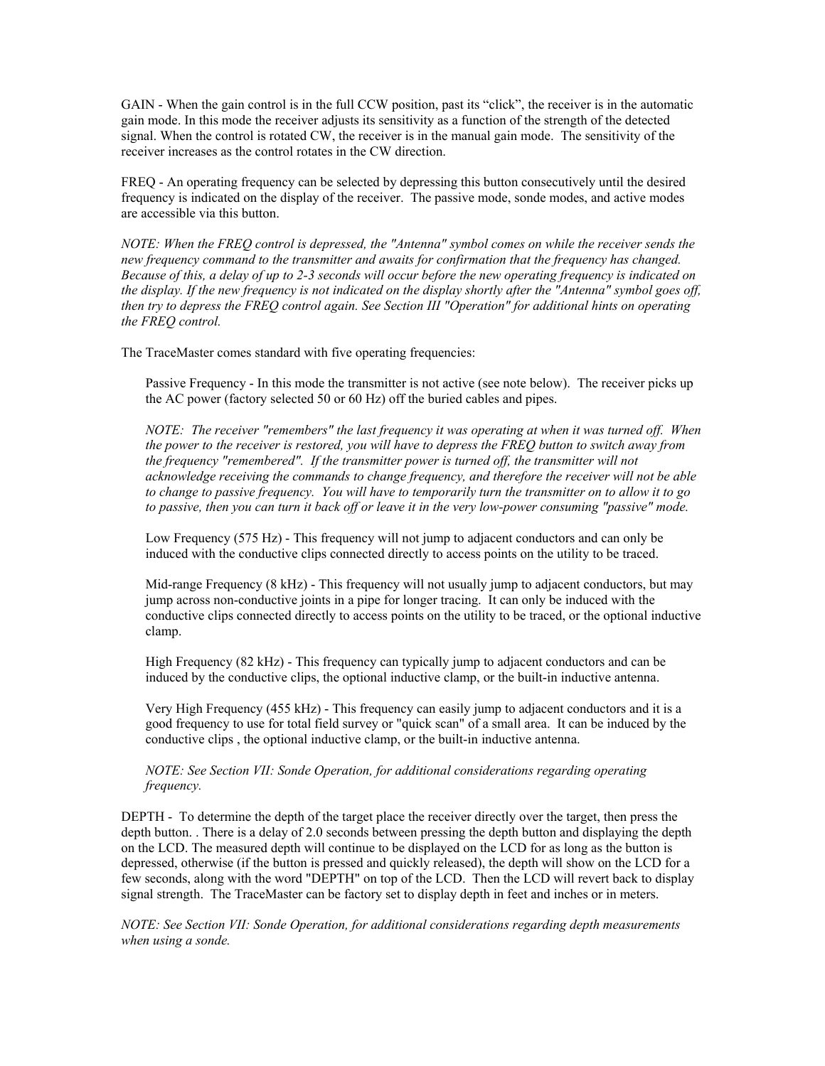GAIN - When the gain control is in the full CCW position, past its "click", the receiver is in the automatic gain mode. In this mode the receiver adjusts its sensitivity as a function of the strength of the detected signal. When the control is rotated CW, the receiver is in the manual gain mode. The sensitivity of the receiver increases as the control rotates in the CW direction.

FREQ - An operating frequency can be selected by depressing this button consecutively until the desired frequency is indicated on the display of the receiver. The passive mode, sonde modes, and active modes are accessible via this button.

*NOTE: When the FREQ control is depressed, the "Antenna" symbol comes on while the receiver sends the new frequency command to the transmitter and awaits for confirmation that the frequency has changed. Because of this, a delay of up to 2-3 seconds will occur before the new operating frequency is indicated on the display. If the new frequency is not indicated on the display shortly after the "Antenna" symbol goes off, then try to depress the FREQ control again. See Section III "Operation" for additional hints on operating the FREQ control.*

The TraceMaster comes standard with five operating frequencies:

> Passive Frequency - In this mode the transmitter is not active (see note below). The receiver picks up the AC power (factory selected 50 or 60 Hz) off the buried cables and pipes.
>
> *NOTE: The receiver "remembers" the last frequency it was operating at when it was turned off. When the power to the receiver is restored, you will have to depress the FREQ button to switch away from the frequency "remembered". If the transmitter power is turned off, the transmitter will not acknowledge receiving the commands to change frequency, and therefore the receiver will not be able to change to passive frequency. You will have to temporarily turn the transmitter on to allow it to go to passive, then you can turn it back off or leave it in the very low-power consuming "passive" mode.*
>
> Low Frequency (575 Hz) - This frequency will not jump to adjacent conductors and can only be induced with the conductive clips connected directly to access points on the utility to be traced.
>
> Mid-range Frequency (8 kHz) - This frequency will not usually jump to adjacent conductors, but may jump across non-conductive joints in a pipe for longer tracing. It can only be induced with the conductive clips connected directly to access points on the utility to be traced, or the optional inductive clamp.
>
> High Frequency (82 kHz) - This frequency can typically jump to adjacent conductors and can be induced by the conductive clips, the optional inductive clamp, or the built-in inductive antenna.
>
> Very High Frequency (455 kHz) - This frequency can easily jump to adjacent conductors and it is a good frequency to use for total field survey or "quick scan" of a small area. It can be induced by the conductive clips , the optional inductive clamp, or the built-in inductive antenna.
>
> *NOTE: See Section VII: Sonde Operation, for additional considerations regarding operating frequency.*

DEPTH - To determine the depth of the target place the receiver directly over the target, then press the depth button. . There is a delay of 2.0 seconds between pressing the depth button and displaying the depth on the LCD. The measured depth will continue to be displayed on the LCD for as long as the button is depressed, otherwise (if the button is pressed and quickly released), the depth will show on the LCD for a few seconds, along with the word "DEPTH" on top of the LCD. Then the LCD will revert back to display signal strength. The TraceMaster can be factory set to display depth in feet and inches or in meters.

*NOTE: See Section VII: Sonde Operation, for additional considerations regarding depth measurements when using a sonde.*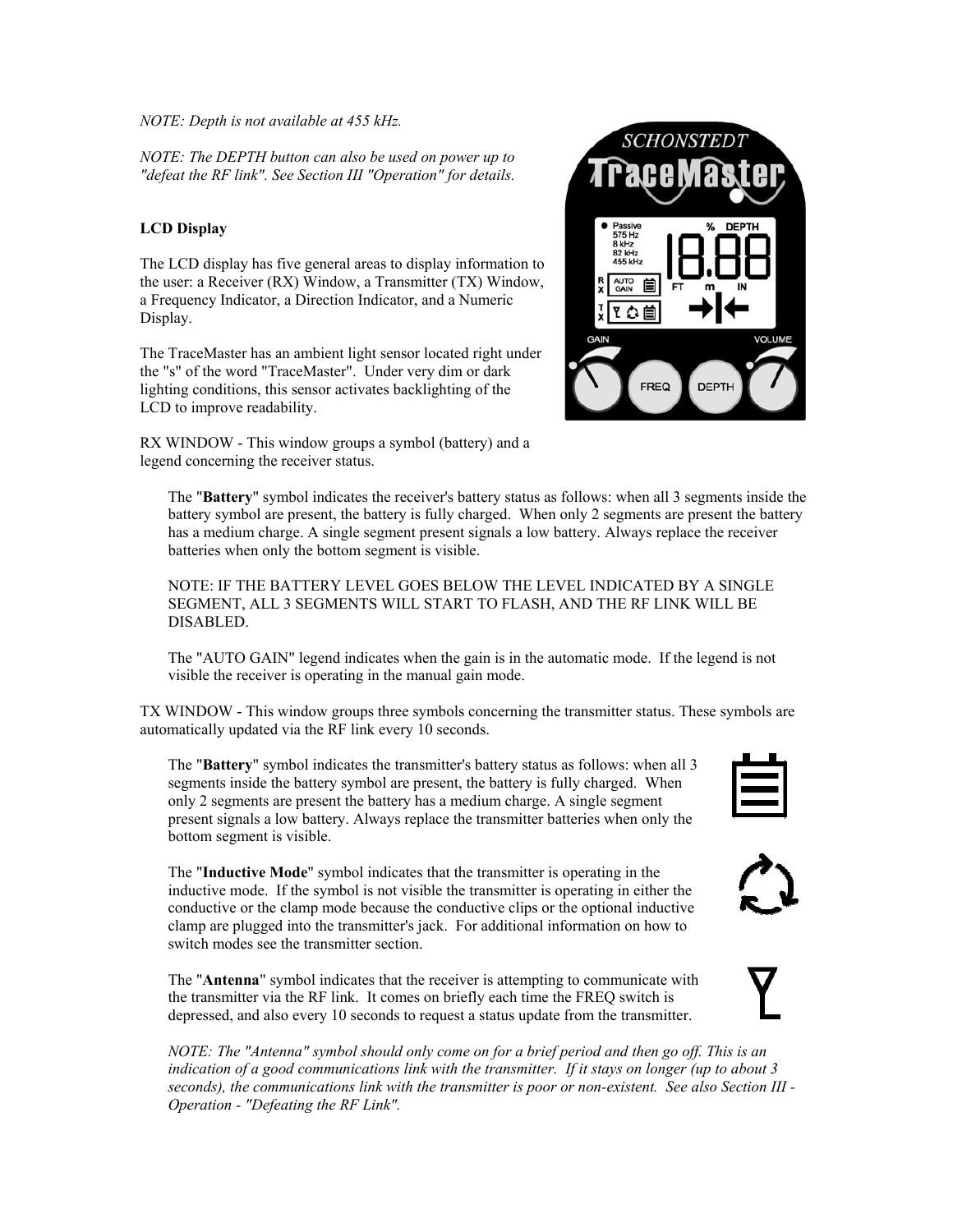*NOTE: Depth is not available at 455 kHz.*

*NOTE: The DEPTH button can also be used on power up to "defeat the RF link". See Section III "Operation" for details.*

**LCD Display**

The LCD display has five general areas to display information to the user: a Receiver (RX) Window, a Transmitter (TX) Window, a Frequency Indicator, a Direction Indicator, and a Numeric Display.

The TraceMaster has an ambient light sensor located right under the "s" of the word "TraceMaster". Under very dim or dark lighting conditions, this sensor activates backlighting of the LCD to improve readability.

RX WINDOW - This window groups a symbol (battery) and a legend concerning the receiver status.

> The "**Battery**" symbol indicates the receiver's battery status as follows: when all 3 segments inside the battery symbol are present, the battery is fully charged. When only 2 segments are present the battery has a medium charge. A single segment present signals a low battery. Always replace the receiver batteries when only the bottom segment is visible.
>
> NOTE: IF THE BATTERY LEVEL GOES BELOW THE LEVEL INDICATED BY A SINGLE SEGMENT, ALL 3 SEGMENTS WILL START TO FLASH, AND THE RF LINK WILL BE DISABLED.
>
> The "AUTO GAIN" legend indicates when the gain is in the automatic mode. If the legend is not visible the receiver is operating in the manual gain mode.

TX WINDOW - This window groups three symbols concerning the transmitter status. These symbols are automatically updated via the RF link every 10 seconds.

> The "**Battery**" symbol indicates the transmitter's battery status as follows: when all 3 segments inside the battery symbol are present, the battery is fully charged. When only 2 segments are present the battery has a medium charge. A single segment present signals a low battery. Always replace the transmitter batteries when only the bottom segment is visible.
>
> The "**Inductive Mode**" symbol indicates that the transmitter is operating in the inductive mode. If the symbol is not visible the transmitter is operating in either the conductive or the clamp mode because the conductive clips or the optional inductive clamp are plugged into the transmitter's jack. For additional information on how to switch modes see the transmitter section.
>
> The "**Antenna**" symbol indicates that the receiver is attempting to communicate with the transmitter via the RF link. It comes on briefly each time the FREQ switch is depressed, and also every 10 seconds to request a status update from the transmitter.
>
> *NOTE: The "Antenna" symbol should only come on for a brief period and then go off. This is an indication of a good communications link with the transmitter. If it stays on longer (up to about 3 seconds), the communications link with the transmitter is poor or non-existent. See also Section III - Operation - "Defeating the RF Link".*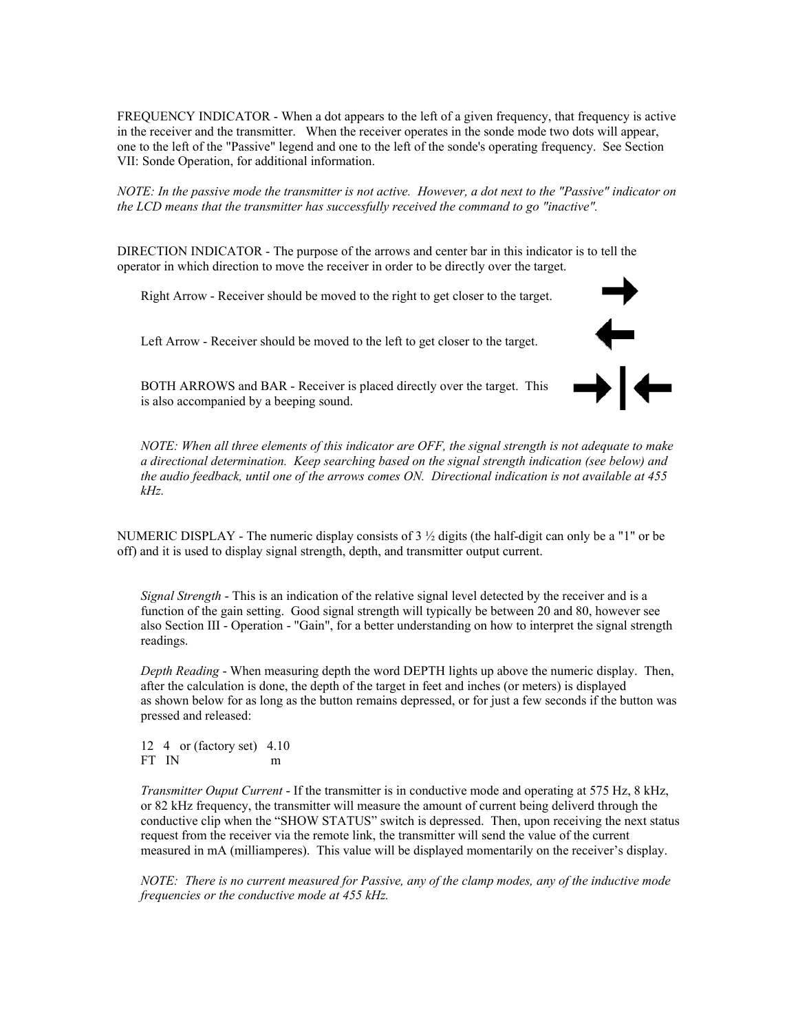FREQUENCY INDICATOR - When a dot appears to the left of a given frequency, that frequency is active in the receiver and the transmitter. When the receiver operates in the sonde mode two dots will appear, one to the left of the "Passive" legend and one to the left of the sonde's operating frequency. See Section VII: Sonde Operation, for additional information.

*NOTE: In the passive mode the transmitter is not active. However, a dot next to the "Passive" indicator on the LCD means that the transmitter has successfully received the command to go "inactive".*

DIRECTION INDICATOR - The purpose of the arrows and center bar in this indicator is to tell the operator in which direction to move the receiver in order to be directly over the target.

Right Arrow - Receiver should be moved to the right to get closer to the target.

Left Arrow - Receiver should be moved to the left to get closer to the target.

BOTH ARROWS and BAR - Receiver is placed directly over the target. This is also accompanied by a beeping sound.

*NOTE: When all three elements of this indicator are OFF, the signal strength is not adequate to make a directional determination. Keep searching based on the signal strength indication (see below) and the audio feedback, until one of the arrows comes ON. Directional indication is not available at 455 kHz.*

NUMERIC DISPLAY - The numeric display consists of 3 ½ digits (the half-digit can only be a "1" or be off) and it is used to display signal strength, depth, and transmitter output current.

*Signal Strength* - This is an indication of the relative signal level detected by the receiver and is a function of the gain setting. Good signal strength will typically be between 20 and 80, however see also Section III - Operation - "Gain", for a better understanding on how to interpret the signal strength readings.

*Depth Reading* - When measuring depth the word DEPTH lights up above the numeric display. Then, after the calculation is done, the depth of the target in feet and inches (or meters) is displayed as shown below for as long as the button remains depressed, or for just a few seconds if the button was pressed and released:

12 4 or (factory set) 4.10
FT IN m

*Transmitter Ouput Current* - If the transmitter is in conductive mode and operating at 575 Hz, 8 kHz, or 82 kHz frequency, the transmitter will measure the amount of current being deliverd through the conductive clip when the "SHOW STATUS" switch is depressed. Then, upon receiving the next status request from the receiver via the remote link, the transmitter will send the value of the current measured in mA (milliamperes). This value will be displayed momentarily on the receiver's display.

*NOTE: There is no current measured for Passive, any of the clamp modes, any of the inductive mode frequencies or the conductive mode at 455 kHz.*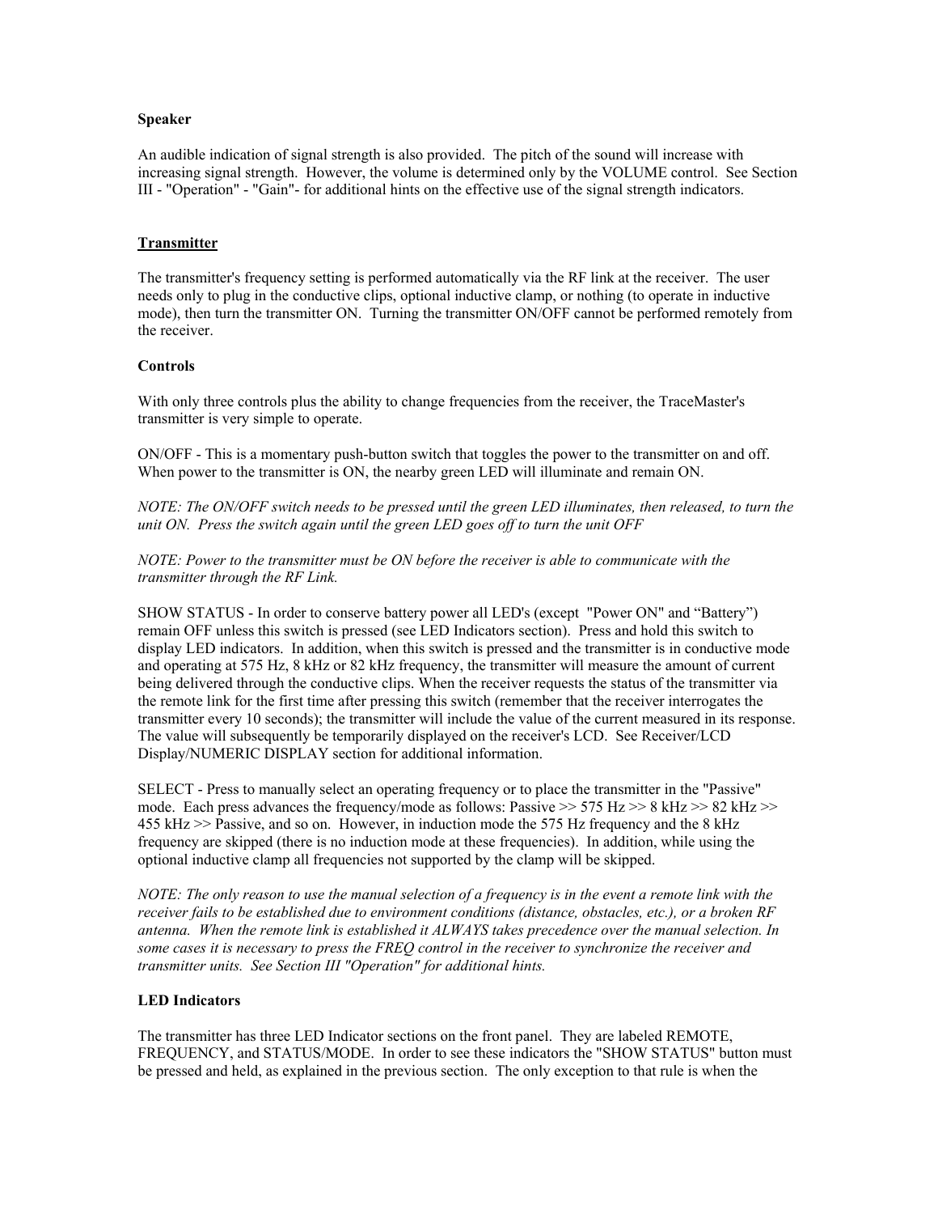**Speaker**

An audible indication of signal strength is also provided. The pitch of the sound will increase with increasing signal strength. However, the volume is determined only by the VOLUME control. See Section III - "Operation" - "Gain"- for additional hints on the effective use of the signal strength indicators.

## Transmitter

The transmitter's frequency setting is performed automatically via the RF link at the receiver. The user needs only to plug in the conductive clips, optional inductive clamp, or nothing (to operate in inductive mode), then turn the transmitter ON. Turning the transmitter ON/OFF cannot be performed remotely from the receiver.

**Controls**

With only three controls plus the ability to change frequencies from the receiver, the TraceMaster's transmitter is very simple to operate.

ON/OFF - This is a momentary push-button switch that toggles the power to the transmitter on and off. When power to the transmitter is ON, the nearby green LED will illuminate and remain ON.

*NOTE: The ON/OFF switch needs to be pressed until the green LED illuminates, then released, to turn the unit ON. Press the switch again until the green LED goes off to turn the unit OFF*

*NOTE: Power to the transmitter must be ON before the receiver is able to communicate with the transmitter through the RF Link.*

SHOW STATUS - In order to conserve battery power all LED's (except "Power ON" and "Battery") remain OFF unless this switch is pressed (see LED Indicators section). Press and hold this switch to display LED indicators. In addition, when this switch is pressed and the transmitter is in conductive mode and operating at 575 Hz, 8 kHz or 82 kHz frequency, the transmitter will measure the amount of current being delivered through the conductive clips. When the receiver requests the status of the transmitter via the remote link for the first time after pressing this switch (remember that the receiver interrogates the transmitter every 10 seconds); the transmitter will include the value of the current measured in its response. The value will subsequently be temporarily displayed on the receiver's LCD. See Receiver/LCD Display/NUMERIC DISPLAY section for additional information.

SELECT - Press to manually select an operating frequency or to place the transmitter in the "Passive" mode. Each press advances the frequency/mode as follows: Passive >> 575 Hz >> 8 kHz >> 82 kHz >> 455 kHz >> Passive, and so on. However, in induction mode the 575 Hz frequency and the 8 kHz frequency are skipped (there is no induction mode at these frequencies). In addition, while using the optional inductive clamp all frequencies not supported by the clamp will be skipped.

*NOTE: The only reason to use the manual selection of a frequency is in the event a remote link with the receiver fails to be established due to environment conditions (distance, obstacles, etc.), or a broken RF antenna. When the remote link is established it ALWAYS takes precedence over the manual selection. In some cases it is necessary to press the FREQ control in the receiver to synchronize the receiver and transmitter units. See Section III "Operation" for additional hints.*

**LED Indicators**

The transmitter has three LED Indicator sections on the front panel. They are labeled REMOTE, FREQUENCY, and STATUS/MODE. In order to see these indicators the "SHOW STATUS" button must be pressed and held, as explained in the previous section. The only exception to that rule is when the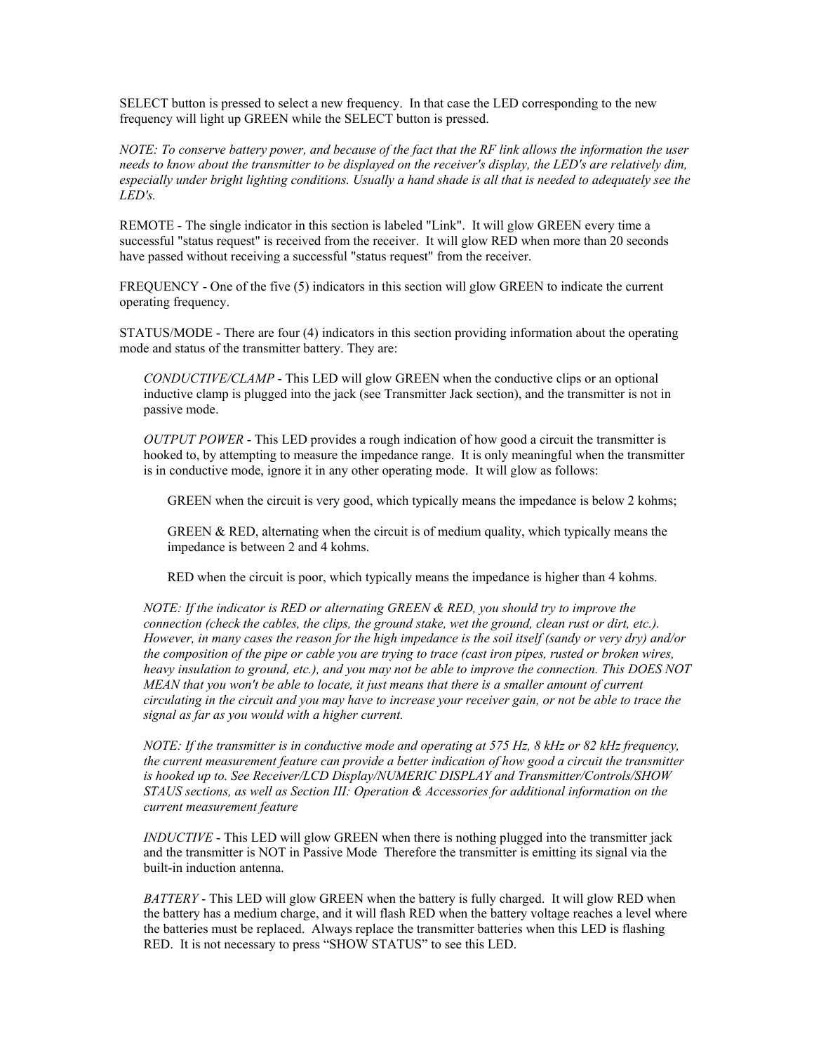SELECT button is pressed to select a new frequency. In that case the LED corresponding to the new frequency will light up GREEN while the SELECT button is pressed.

*NOTE: To conserve battery power, and because of the fact that the RF link allows the information the user needs to know about the transmitter to be displayed on the receiver's display, the LED's are relatively dim, especially under bright lighting conditions. Usually a hand shade is all that is needed to adequately see the LED's.*

REMOTE - The single indicator in this section is labeled "Link". It will glow GREEN every time a successful "status request" is received from the receiver. It will glow RED when more than 20 seconds have passed without receiving a successful "status request" from the receiver.

FREQUENCY - One of the five (5) indicators in this section will glow GREEN to indicate the current operating frequency.

STATUS/MODE - There are four (4) indicators in this section providing information about the operating mode and status of the transmitter battery. They are:

> *CONDUCTIVE/CLAMP* - This LED will glow GREEN when the conductive clips or an optional inductive clamp is plugged into the jack (see Transmitter Jack section), and the transmitter is not in passive mode.
>
> *OUTPUT POWER* - This LED provides a rough indication of how good a circuit the transmitter is hooked to, by attempting to measure the impedance range. It is only meaningful when the transmitter is in conductive mode, ignore it in any other operating mode. It will glow as follows:
>
> > GREEN when the circuit is very good, which typically means the impedance is below 2 kohms;
> >
> > GREEN & RED, alternating when the circuit is of medium quality, which typically means the impedance is between 2 and 4 kohms.
> >
> > RED when the circuit is poor, which typically means the impedance is higher than 4 kohms.
>
> *NOTE: If the indicator is RED or alternating GREEN & RED, you should try to improve the connection (check the cables, the clips, the ground stake, wet the ground, clean rust or dirt, etc.). However, in many cases the reason for the high impedance is the soil itself (sandy or very dry) and/or the composition of the pipe or cable you are trying to trace (cast iron pipes, rusted or broken wires, heavy insulation to ground, etc.), and you may not be able to improve the connection. This DOES NOT MEAN that you won't be able to locate, it just means that there is a smaller amount of current circulating in the circuit and you may have to increase your receiver gain, or not be able to trace the signal as far as you would with a higher current.*
>
> *NOTE: If the transmitter is in conductive mode and operating at 575 Hz, 8 kHz or 82 kHz frequency, the current measurement feature can provide a better indication of how good a circuit the transmitter is hooked up to. See Receiver/LCD Display/NUMERIC DISPLAY and Transmitter/Controls/SHOW STAUS sections, as well as Section III: Operation & Accessories for additional information on the current measurement feature*
>
> *INDUCTIVE* - This LED will glow GREEN when there is nothing plugged into the transmitter jack and the transmitter is NOT in Passive Mode Therefore the transmitter is emitting its signal via the built-in induction antenna.
>
> *BATTERY* - This LED will glow GREEN when the battery is fully charged. It will glow RED when the battery has a medium charge, and it will flash RED when the battery voltage reaches a level where the batteries must be replaced. Always replace the transmitter batteries when this LED is flashing RED. It is not necessary to press "SHOW STATUS" to see this LED.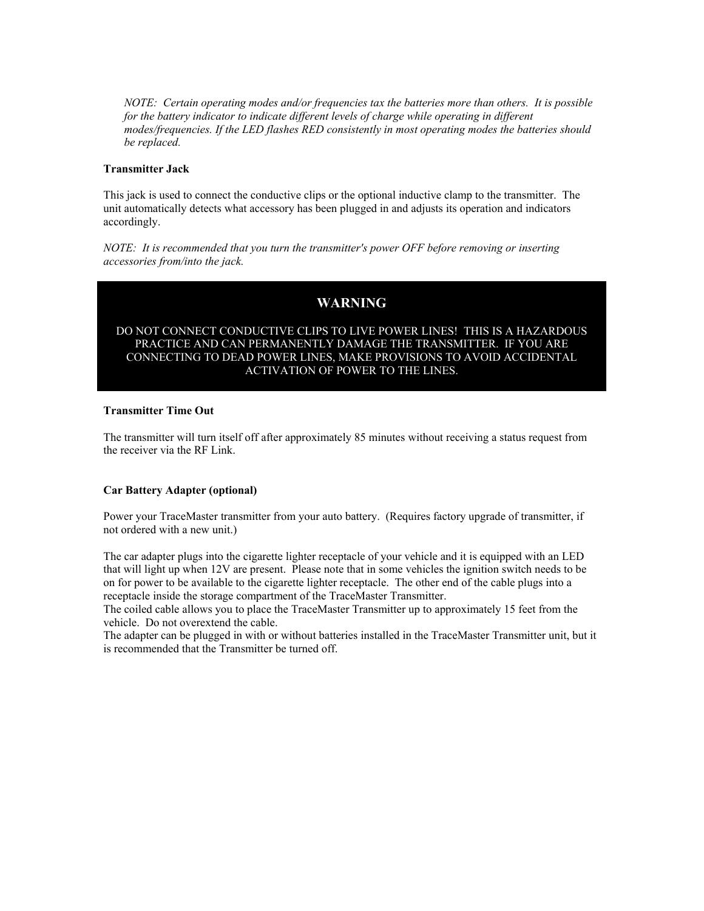*NOTE: Certain operating modes and/or frequencies tax the batteries more than others. It is possible for the battery indicator to indicate different levels of charge while operating in different modes/frequencies. If the LED flashes RED consistently in most operating modes the batteries should be replaced.*

**Transmitter Jack**

This jack is used to connect the conductive clips or the optional inductive clamp to the transmitter. The unit automatically detects what accessory has been plugged in and adjusts its operation and indicators accordingly.

*NOTE: It is recommended that you turn the transmitter's power OFF before removing or inserting accessories from/into the jack.*

> **WARNING**
>
> DO NOT CONNECT CONDUCTIVE CLIPS TO LIVE POWER LINES! THIS IS A HAZARDOUS PRACTICE AND CAN PERMANENTLY DAMAGE THE TRANSMITTER. IF YOU ARE CONNECTING TO DEAD POWER LINES, MAKE PROVISIONS TO AVOID ACCIDENTAL ACTIVATION OF POWER TO THE LINES.

**Transmitter Time Out**

The transmitter will turn itself off after approximately 85 minutes without receiving a status request from the receiver via the RF Link.

**Car Battery Adapter (optional)**

Power your TraceMaster transmitter from your auto battery. (Requires factory upgrade of transmitter, if not ordered with a new unit.)

The car adapter plugs into the cigarette lighter receptacle of your vehicle and it is equipped with an LED that will light up when 12V are present. Please note that in some vehicles the ignition switch needs to be on for power to be available to the cigarette lighter receptacle. The other end of the cable plugs into a receptacle inside the storage compartment of the TraceMaster Transmitter.
The coiled cable allows you to place the TraceMaster Transmitter up to approximately 15 feet from the vehicle. Do not overextend the cable.
The adapter can be plugged in with or without batteries installed in the TraceMaster Transmitter unit, but it is recommended that the Transmitter be turned off.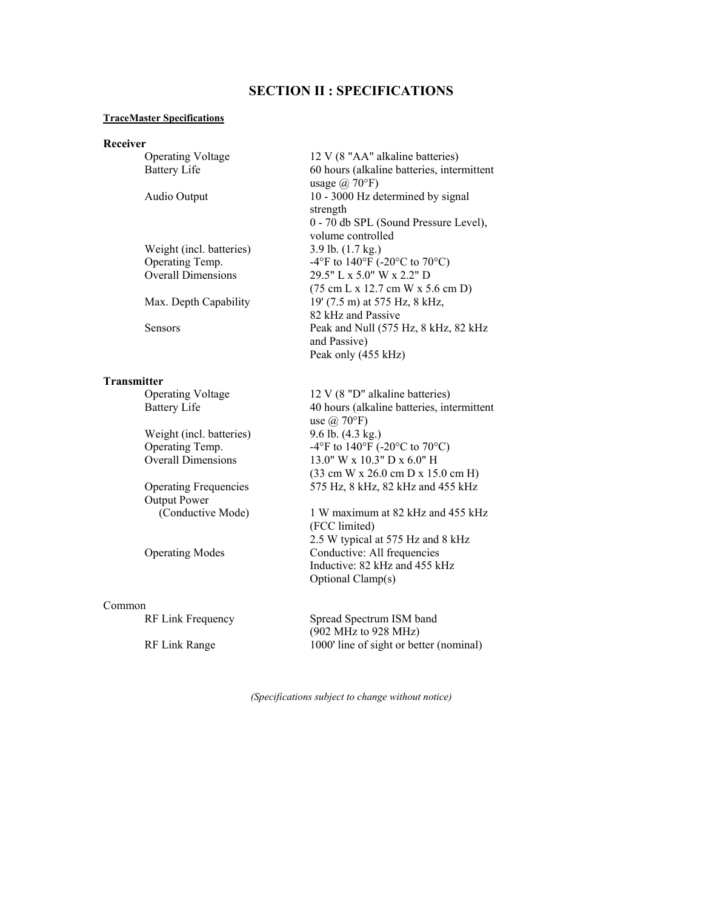# SECTION II : SPECIFICATIONS

**TraceMaster Specifications**

**Receiver**

| | |
|---|---|
| Operating Voltage | 12 V (8 "AA" alkaline batteries) |
| Battery Life | 60 hours (alkaline batteries, intermittent usage @ 70°F) |
| Audio Output | 10 - 3000 Hz determined by signal strength<br>0 - 70 db SPL (Sound Pressure Level), volume controlled |
| Weight (incl. batteries) | 3.9 lb. (1.7 kg.) |
| Operating Temp. | -4°F to 140°F (-20°C to 70°C) |
| Overall Dimensions | 29.5" L x 5.0" W x 2.2" D<br>(75 cm L x 12.7 cm W x 5.6 cm D) |
| Max. Depth Capability | 19' (7.5 m) at 575 Hz, 8 kHz, 82 kHz and Passive |
| Sensors | Peak and Null (575 Hz, 8 kHz, 82 kHz and Passive)<br>Peak only (455 kHz) |

**Transmitter**

| | |
|---|---|
| Operating Voltage | 12 V (8 "D" alkaline batteries) |
| Battery Life | 40 hours (alkaline batteries, intermittent use @ 70°F) |
| Weight (incl. batteries) | 9.6 lb. (4.3 kg.) |
| Operating Temp. | -4°F to 140°F (-20°C to 70°C) |
| Overall Dimensions | 13.0" W x 10.3" D x 6.0" H<br>(33 cm W x 26.0 cm D x 15.0 cm H) |
| Operating Frequencies | 575 Hz, 8 kHz, 82 kHz and 455 kHz |
| Output Power (Conductive Mode) | 1 W maximum at 82 kHz and 455 kHz (FCC limited)<br>2.5 W typical at 575 Hz and 8 kHz |
| Operating Modes | Conductive: All frequencies<br>Inductive: 82 kHz and 455 kHz<br>Optional Clamp(s) |

Common

| | |
|---|---|
| RF Link Frequency | Spread Spectrum ISM band (902 MHz to 928 MHz) |
| RF Link Range | 1000' line of sight or better (nominal) |

*(Specifications subject to change without notice)*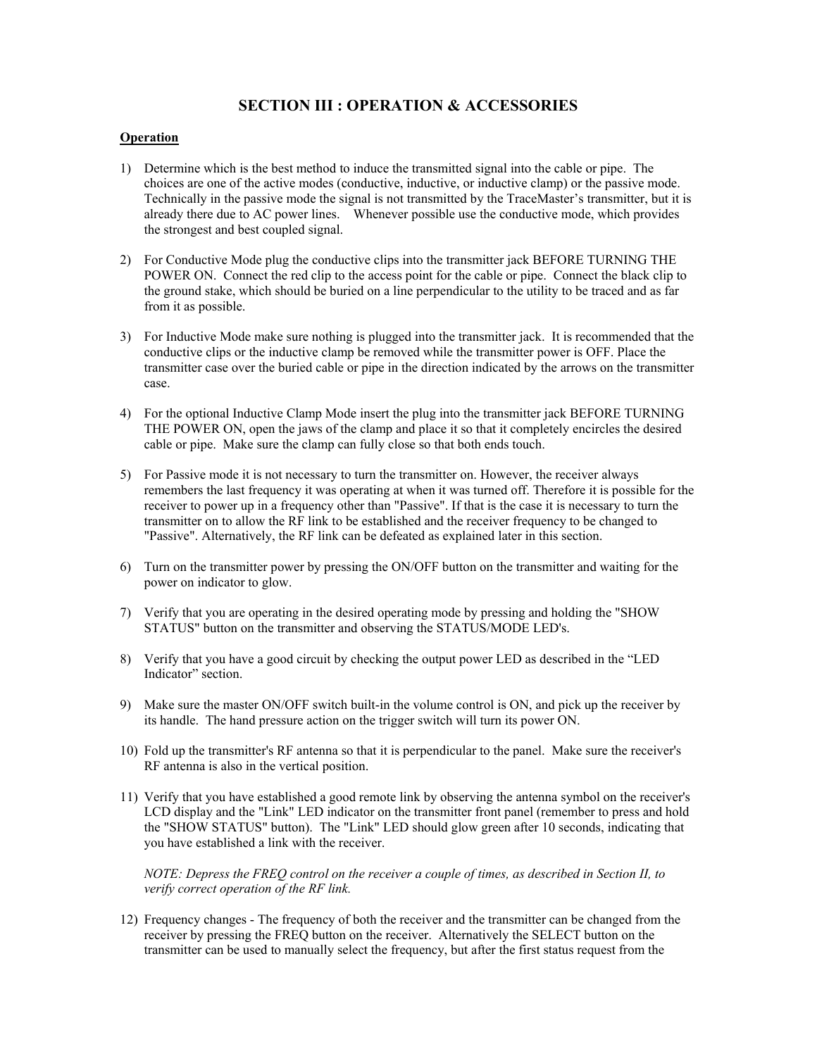# SECTION III : OPERATION & ACCESSORIES

**Operation**

1) Determine which is the best method to induce the transmitted signal into the cable or pipe. The choices are one of the active modes (conductive, inductive, or inductive clamp) or the passive mode. Technically in the passive mode the signal is not transmitted by the TraceMaster's transmitter, but it is already there due to AC power lines. Whenever possible use the conductive mode, which provides the strongest and best coupled signal.

2) For Conductive Mode plug the conductive clips into the transmitter jack BEFORE TURNING THE POWER ON. Connect the red clip to the access point for the cable or pipe. Connect the black clip to the ground stake, which should be buried on a line perpendicular to the utility to be traced and as far from it as possible.

3) For Inductive Mode make sure nothing is plugged into the transmitter jack. It is recommended that the conductive clips or the inductive clamp be removed while the transmitter power is OFF. Place the transmitter case over the buried cable or pipe in the direction indicated by the arrows on the transmitter case.

4) For the optional Inductive Clamp Mode insert the plug into the transmitter jack BEFORE TURNING THE POWER ON, open the jaws of the clamp and place it so that it completely encircles the desired cable or pipe. Make sure the clamp can fully close so that both ends touch.

5) For Passive mode it is not necessary to turn the transmitter on. However, the receiver always remembers the last frequency it was operating at when it was turned off. Therefore it is possible for the receiver to power up in a frequency other than "Passive". If that is the case it is necessary to turn the transmitter on to allow the RF link to be established and the receiver frequency to be changed to "Passive". Alternatively, the RF link can be defeated as explained later in this section.

6) Turn on the transmitter power by pressing the ON/OFF button on the transmitter and waiting for the power on indicator to glow.

7) Verify that you are operating in the desired operating mode by pressing and holding the "SHOW STATUS" button on the transmitter and observing the STATUS/MODE LED's.

8) Verify that you have a good circuit by checking the output power LED as described in the "LED Indicator" section.

9) Make sure the master ON/OFF switch built-in the volume control is ON, and pick up the receiver by its handle. The hand pressure action on the trigger switch will turn its power ON.

10) Fold up the transmitter's RF antenna so that it is perpendicular to the panel. Make sure the receiver's RF antenna is also in the vertical position.

11) Verify that you have established a good remote link by observing the antenna symbol on the receiver's LCD display and the "Link" LED indicator on the transmitter front panel (remember to press and hold the "SHOW STATUS" button). The "Link" LED should glow green after 10 seconds, indicating that you have established a link with the receiver.

    *NOTE: Depress the FREQ control on the receiver a couple of times, as described in Section II, to verify correct operation of the RF link.*

12) Frequency changes - The frequency of both the receiver and the transmitter can be changed from the receiver by pressing the FREQ button on the receiver. Alternatively the SELECT button on the transmitter can be used to manually select the frequency, but after the first status request from the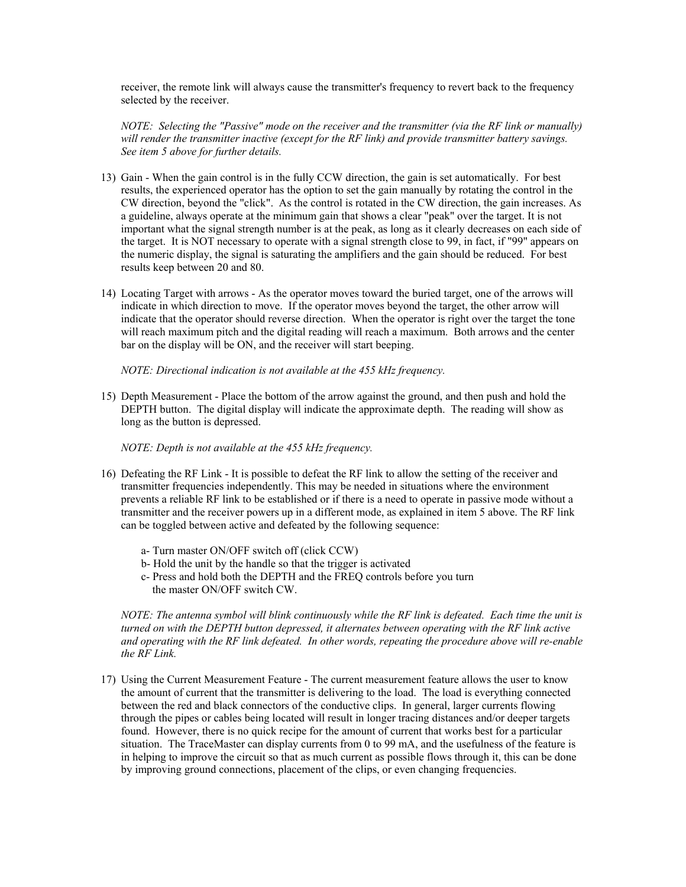receiver, the remote link will always cause the transmitter's frequency to revert back to the frequency selected by the receiver.

*NOTE: Selecting the "Passive" mode on the receiver and the transmitter (via the RF link or manually) will render the transmitter inactive (except for the RF link) and provide transmitter battery savings. See item 5 above for further details.*

13) Gain - When the gain control is in the fully CCW direction, the gain is set automatically. For best results, the experienced operator has the option to set the gain manually by rotating the control in the CW direction, beyond the "click". As the control is rotated in the CW direction, the gain increases. As a guideline, always operate at the minimum gain that shows a clear "peak" over the target. It is not important what the signal strength number is at the peak, as long as it clearly decreases on each side of the target. It is NOT necessary to operate with a signal strength close to 99, in fact, if "99" appears on the numeric display, the signal is saturating the amplifiers and the gain should be reduced. For best results keep between 20 and 80.

14) Locating Target with arrows - As the operator moves toward the buried target, one of the arrows will indicate in which direction to move. If the operator moves beyond the target, the other arrow will indicate that the operator should reverse direction. When the operator is right over the target the tone will reach maximum pitch and the digital reading will reach a maximum. Both arrows and the center bar on the display will be ON, and the receiver will start beeping.

    *NOTE: Directional indication is not available at the 455 kHz frequency.*

15) Depth Measurement - Place the bottom of the arrow against the ground, and then push and hold the DEPTH button. The digital display will indicate the approximate depth. The reading will show as long as the button is depressed.

    *NOTE: Depth is not available at the 455 kHz frequency.*

16) Defeating the RF Link - It is possible to defeat the RF link to allow the setting of the receiver and transmitter frequencies independently. This may be needed in situations where the environment prevents a reliable RF link to be established or if there is a need to operate in passive mode without a transmitter and the receiver powers up in a different mode, as explained in item 5 above. The RF link can be toggled between active and defeated by the following sequence:

    a- Turn master ON/OFF switch off (click CCW)
    b- Hold the unit by the handle so that the trigger is activated
    c- Press and hold both the DEPTH and the FREQ controls before you turn the master ON/OFF switch CW.

    *NOTE: The antenna symbol will blink continuously while the RF link is defeated. Each time the unit is turned on with the DEPTH button depressed, it alternates between operating with the RF link active and operating with the RF link defeated. In other words, repeating the procedure above will re-enable the RF Link.*

17) Using the Current Measurement Feature - The current measurement feature allows the user to know the amount of current that the transmitter is delivering to the load. The load is everything connected between the red and black connectors of the conductive clips. In general, larger currents flowing through the pipes or cables being located will result in longer tracing distances and/or deeper targets found. However, there is no quick recipe for the amount of current that works best for a particular situation. The TraceMaster can display currents from 0 to 99 mA, and the usefulness of the feature is in helping to improve the circuit so that as much current as possible flows through it, this can be done by improving ground connections, placement of the clips, or even changing frequencies.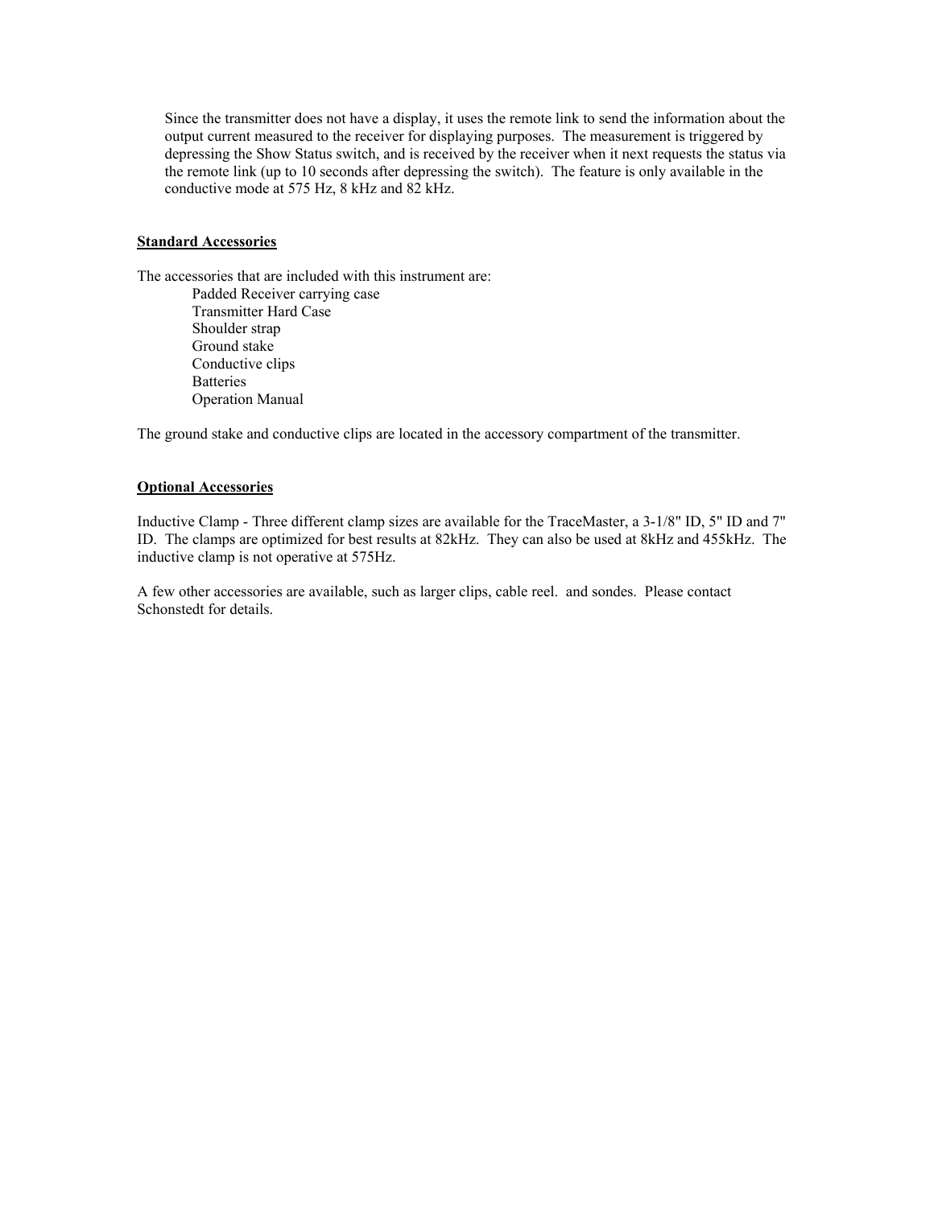Since the transmitter does not have a display, it uses the remote link to send the information about the output current measured to the receiver for displaying purposes. The measurement is triggered by depressing the Show Status switch, and is received by the receiver when it next requests the status via the remote link (up to 10 seconds after depressing the switch). The feature is only available in the conductive mode at 575 Hz, 8 kHz and 82 kHz.

**Standard Accessories**

The accessories that are included with this instrument are:

- Padded Receiver carrying case
- Transmitter Hard Case
- Shoulder strap
- Ground stake
- Conductive clips
- Batteries
- Operation Manual

The ground stake and conductive clips are located in the accessory compartment of the transmitter.

**Optional Accessories**

Inductive Clamp - Three different clamp sizes are available for the TraceMaster, a 3-1/8" ID, 5" ID and 7" ID. The clamps are optimized for best results at 82kHz. They can also be used at 8kHz and 455kHz. The inductive clamp is not operative at 575Hz.

A few other accessories are available, such as larger clips, cable reel. and sondes. Please contact Schonstedt for details.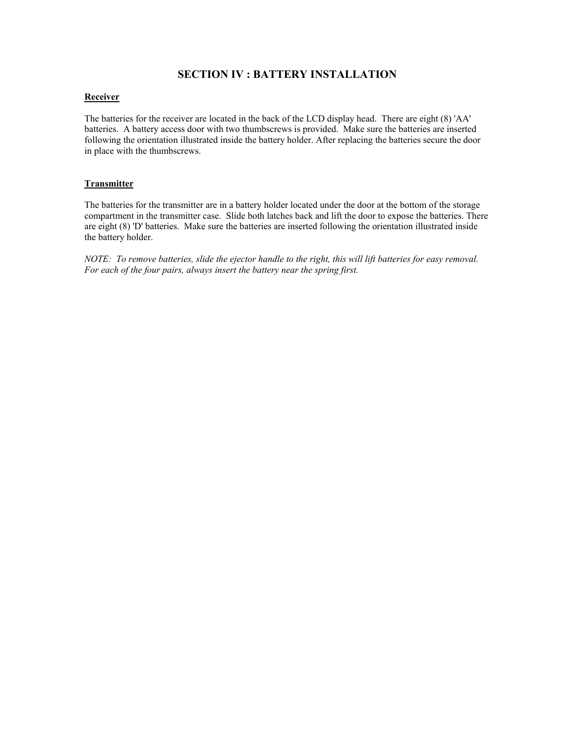# SECTION IV : BATTERY INSTALLATION

**Receiver**

The batteries for the receiver are located in the back of the LCD display head. There are eight (8) 'AA' batteries. A battery access door with two thumbscrews is provided. Make sure the batteries are inserted following the orientation illustrated inside the battery holder. After replacing the batteries secure the door in place with the thumbscrews.

**Transmitter**

The batteries for the transmitter are in a battery holder located under the door at the bottom of the storage compartment in the transmitter case. Slide both latches back and lift the door to expose the batteries. There are eight (8) 'D' batteries. Make sure the batteries are inserted following the orientation illustrated inside the battery holder.

*NOTE: To remove batteries, slide the ejector handle to the right, this will lift batteries for easy removal. For each of the four pairs, always insert the battery near the spring first.*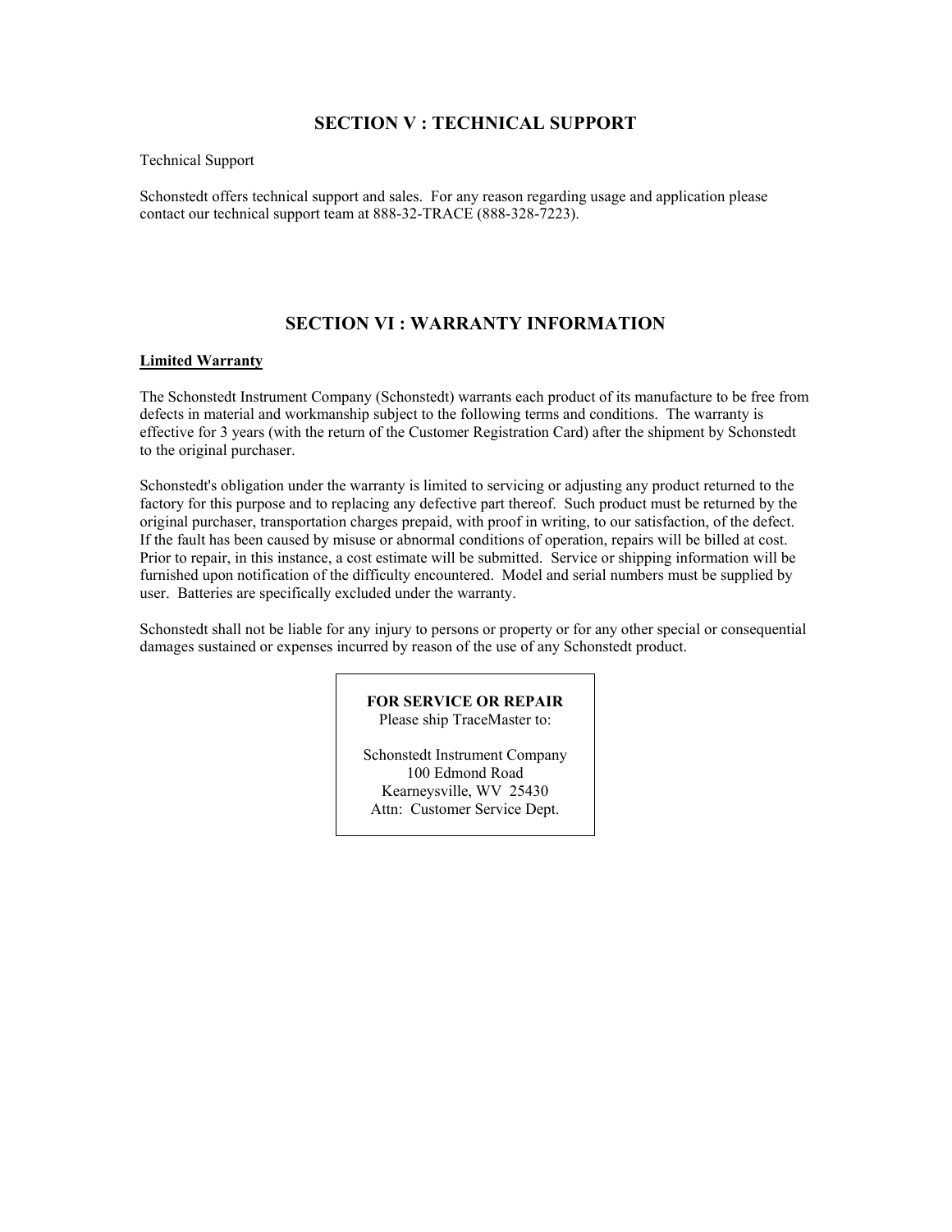## SECTION V : TECHNICAL SUPPORT

Technical Support

Schonstedt offers technical support and sales. For any reason regarding usage and application please contact our technical support team at 888-32-TRACE (888-328-7223).

## SECTION VI : WARRANTY INFORMATION

**Limited Warranty**

The Schonstedt Instrument Company (Schonstedt) warrants each product of its manufacture to be free from defects in material and workmanship subject to the following terms and conditions. The warranty is effective for 3 years (with the return of the Customer Registration Card) after the shipment by Schonstedt to the original purchaser.

Schonstedt's obligation under the warranty is limited to servicing or adjusting any product returned to the factory for this purpose and to replacing any defective part thereof. Such product must be returned by the original purchaser, transportation charges prepaid, with proof in writing, to our satisfaction, of the defect. If the fault has been caused by misuse or abnormal conditions of operation, repairs will be billed at cost. Prior to repair, in this instance, a cost estimate will be submitted. Service or shipping information will be furnished upon notification of the difficulty encountered. Model and serial numbers must be supplied by user. Batteries are specifically excluded under the warranty.

Schonstedt shall not be liable for any injury to persons or property or for any other special or consequential damages sustained or expenses incurred by reason of the use of any Schonstedt product.

**FOR SERVICE OR REPAIR**
Please ship TraceMaster to:

Schonstedt Instrument Company
100 Edmond Road
Kearneysville, WV 25430
Attn: Customer Service Dept.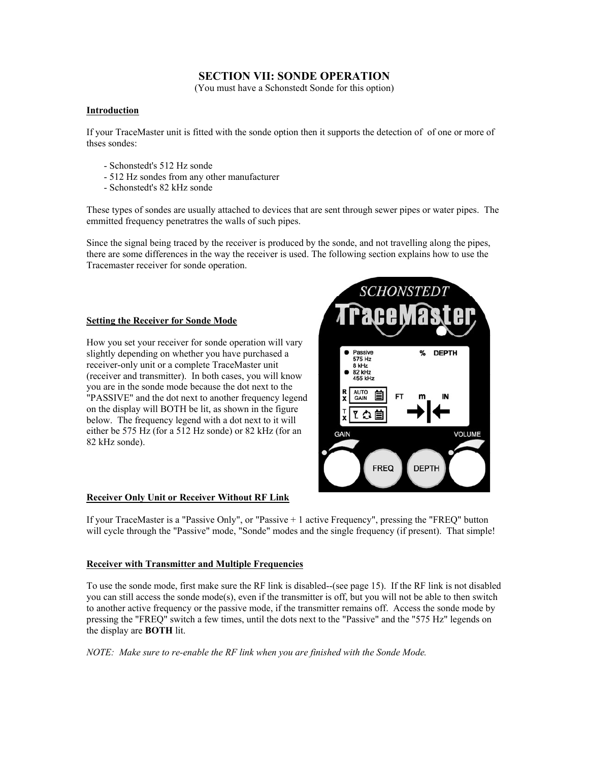# SECTION VII: SONDE OPERATION

(You must have a Schonstedt Sonde for this option)

## Introduction

If your TraceMaster unit is fitted with the sonde option then it supports the detection of  of one or more of thses sondes:

- Schonstedt's 512 Hz sonde
- 512 Hz sondes from any other manufacturer
- Schonstedt's 82 kHz sonde

These types of sondes are usually attached to devices that are sent through sewer pipes or water pipes.  The emmitted frequency penetratres the walls of such pipes.

Since the signal being traced by the receiver is produced by the sonde, and not travelling along the pipes, there are some differences in the way the receiver is used. The following section explains how to use the Tracemaster receiver for sonde operation.

## Setting the Receiver for Sonde Mode

How you set your receiver for sonde operation will vary slightly depending on whether you have purchased a receiver-only unit or a complete TraceMaster unit (receiver and transmitter).  In both cases, you will know you are in the sonde mode because the dot next to the "PASSIVE" and the dot next to another frequency legend on the display will BOTH be lit, as shown in the figure below.  The frequency legend with a dot next to it will either be 575 Hz (for a 512 Hz sonde) or 82 kHz (for an 82 kHz sonde).

## Receiver Only Unit or Receiver Without RF Link

If your TraceMaster is a "Passive Only", or "Passive + 1 active Frequency", pressing the "FREQ" button will cycle through the "Passive" mode, "Sonde" modes and the single frequency (if present).  That simple!

## Receiver with Transmitter and Multiple Frequencies

To use the sonde mode, first make sure the RF link is disabled--(see page 15).  If the RF link is not disabled you can still access the sonde mode(s), even if the transmitter is off, but you will not be able to then switch to another active frequency or the passive mode, if the transmitter remains off.  Access the sonde mode by pressing the "FREQ" switch a few times, until the dots next to the "Passive" and the "575 Hz" legends on the display are **BOTH** lit.

*NOTE:  Make sure to re-enable the RF link when you are finished with the Sonde Mode.*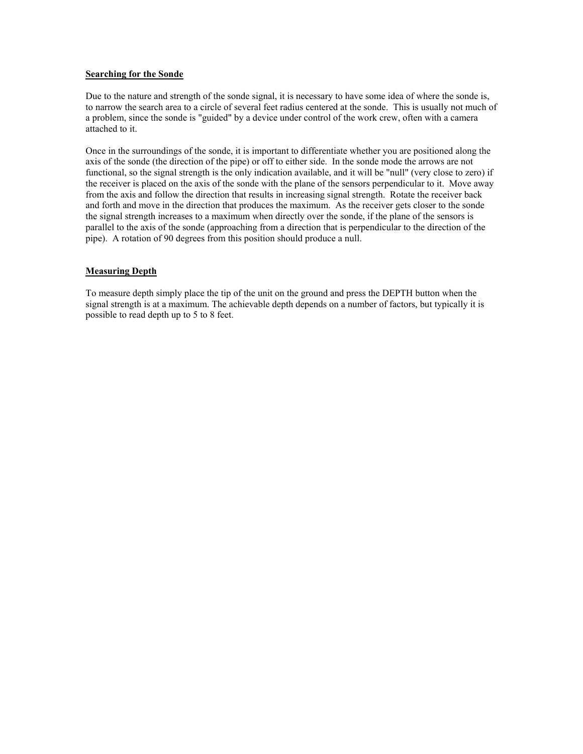## Searching for the Sonde

Due to the nature and strength of the sonde signal, it is necessary to have some idea of where the sonde is, to narrow the search area to a circle of several feet radius centered at the sonde. This is usually not much of a problem, since the sonde is "guided" by a device under control of the work crew, often with a camera attached to it.

Once in the surroundings of the sonde, it is important to differentiate whether you are positioned along the axis of the sonde (the direction of the pipe) or off to either side. In the sonde mode the arrows are not functional, so the signal strength is the only indication available, and it will be "null" (very close to zero) if the receiver is placed on the axis of the sonde with the plane of the sensors perpendicular to it. Move away from the axis and follow the direction that results in increasing signal strength. Rotate the receiver back and forth and move in the direction that produces the maximum. As the receiver gets closer to the sonde the signal strength increases to a maximum when directly over the sonde, if the plane of the sensors is parallel to the axis of the sonde (approaching from a direction that is perpendicular to the direction of the pipe). A rotation of 90 degrees from this position should produce a null.

## Measuring Depth

To measure depth simply place the tip of the unit on the ground and press the DEPTH button when the signal strength is at a maximum. The achievable depth depends on a number of factors, but typically it is possible to read depth up to 5 to 8 feet.